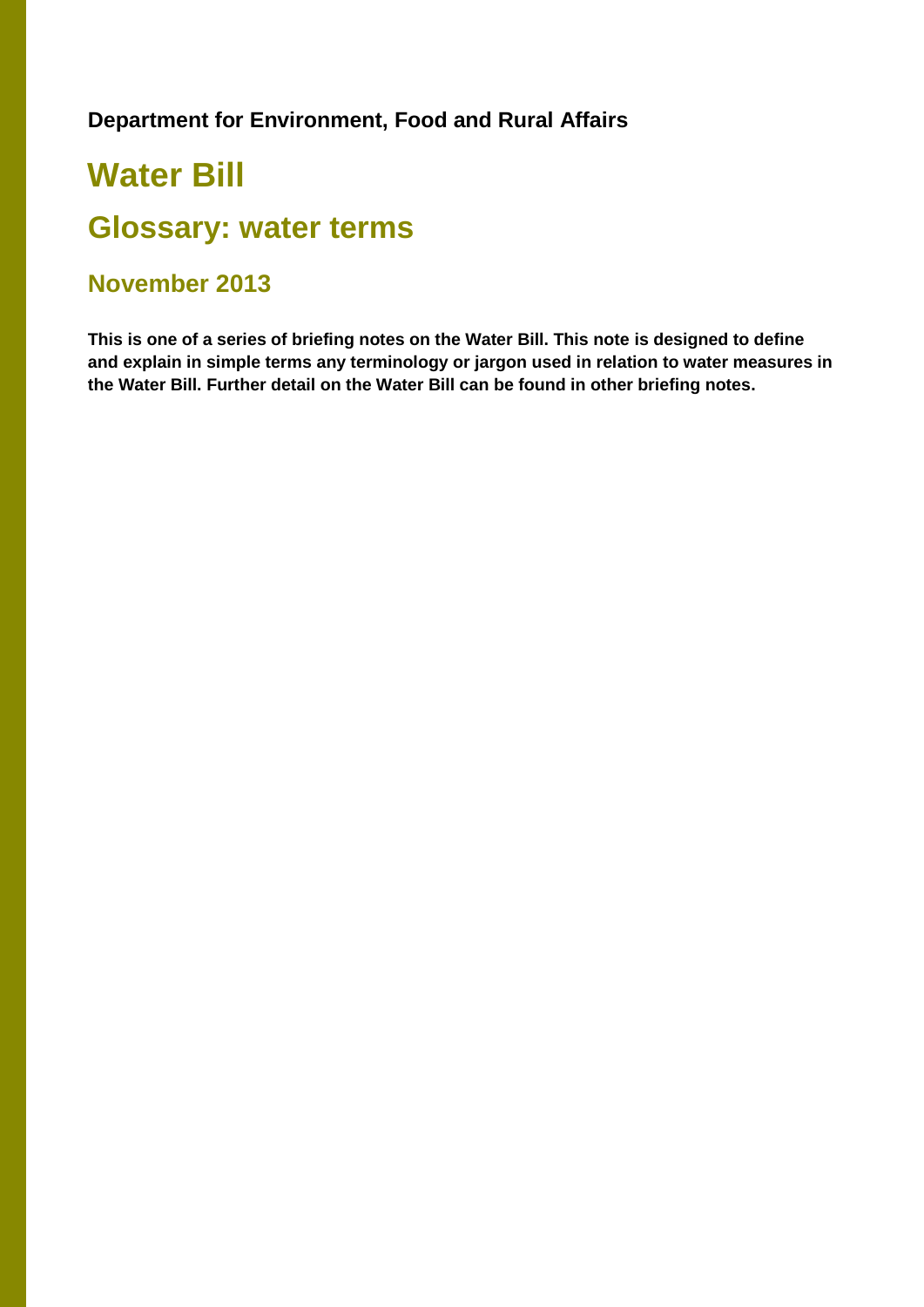**Department for Environment, Food and Rural Affairs**

# Water Bill

## Glossary: water terms

### November 2013

**This is one of a series of briefing notes on the Water Bill. This note is designed to define and explain in simple terms any terminology or jargon used in relation to water measures in the Water Bill. Further detail on the Water Bill can be found in other briefing notes.**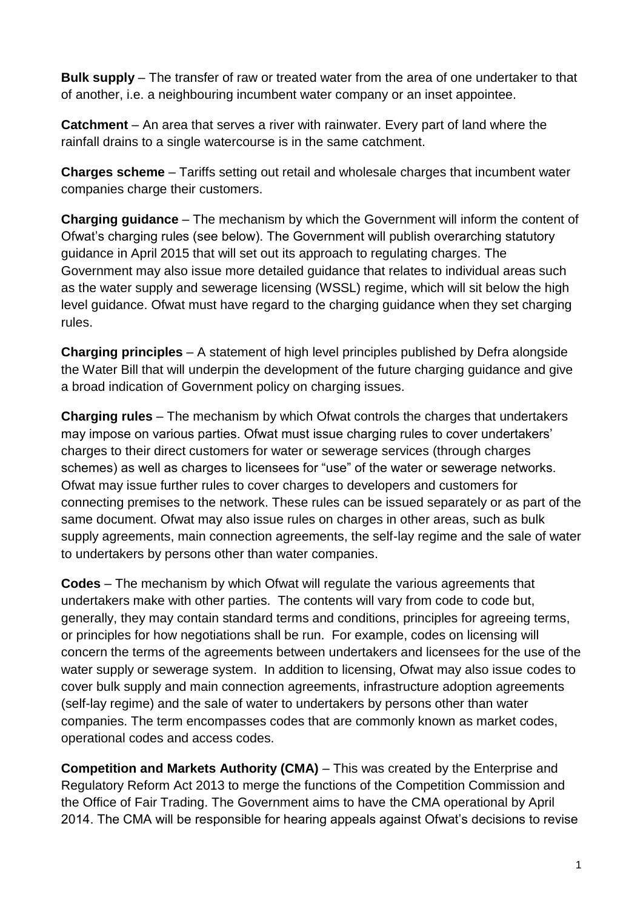**Bulk supply** – The transfer of raw or treated water from the area of one undertaker to that of another, i.e. a neighbouring incumbent water company or an inset appointee.

**Catchment** – An area that serves a river with rainwater. Every part of land where the rainfall drains to a single watercourse is in the same catchment.

**Charges scheme** – Tariffs setting out retail and wholesale charges that incumbent water companies charge their customers.

**Charging guidance** – The mechanism by which the Government will inform the content of Ofwat's charging rules (see below). The Government will publish overarching statutory guidance in April 2015 that will set out its approach to regulating charges. The Government may also issue more detailed guidance that relates to individual areas such as the water supply and sewerage licensing (WSSL) regime, which will sit below the high level guidance. Ofwat must have regard to the charging guidance when they set charging rules.

**Charging principles** – A statement of high level principles published by Defra alongside the Water Bill that will underpin the development of the future charging guidance and give a broad indication of Government policy on charging issues.

**Charging rules** – The mechanism by which Ofwat controls the charges that undertakers may impose on various parties. Ofwat must issue charging rules to cover undertakers' charges to their direct customers for water or sewerage services (through charges schemes) as well as charges to licensees for "use" of the water or sewerage networks. Ofwat may issue further rules to cover charges to developers and customers for connecting premises to the network. These rules can be issued separately or as part of the same document. Ofwat may also issue rules on charges in other areas, such as bulk supply agreements, main connection agreements, the self-lay regime and the sale of water to undertakers by persons other than water companies.

**Codes** – The mechanism by which Ofwat will regulate the various agreements that undertakers make with other parties. The contents will vary from code to code but, generally, they may contain standard terms and conditions, principles for agreeing terms, or principles for how negotiations shall be run. For example, codes on licensing will concern the terms of the agreements between undertakers and licensees for the use of the water supply or sewerage system. In addition to licensing, Ofwat may also issue codes to cover bulk supply and main connection agreements, infrastructure adoption agreements (self-lay regime) and the sale of water to undertakers by persons other than water companies. The term encompasses codes that are commonly known as market codes, operational codes and access codes.

**Competition and Markets Authority (CMA)** – This was created by the Enterprise and Regulatory Reform Act 2013 to merge the functions of the Competition Commission and the Office of Fair Trading. The Government aims to have the CMA operational by April 2014. The CMA will be responsible for hearing appeals against Ofwat's decisions to revise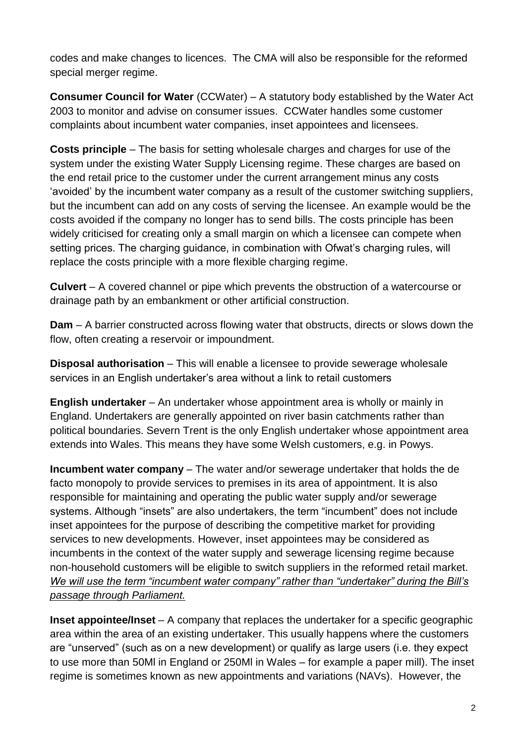codes and make changes to licences. The CMA will also be responsible for the reformed special merger regime.

**Consumer Council for Water** (CCWater) – A statutory body established by the Water Act 2003 to monitor and advise on consumer issues. CCWater handles some customer complaints about incumbent water companies, inset appointees and licensees.

**Costs principle** – The basis for setting wholesale charges and charges for use of the system under the existing Water Supply Licensing regime. These charges are based on the end retail price to the customer under the current arrangement minus any costs 'avoided' by the incumbent water company as a result of the customer switching suppliers, but the incumbent can add on any costs of serving the licensee. An example would be the costs avoided if the company no longer has to send bills. The costs principle has been widely criticised for creating only a small margin on which a licensee can compete when setting prices. The charging guidance, in combination with Ofwat's charging rules, will replace the costs principle with a more flexible charging regime.

**Culvert** – A covered channel or pipe which prevents the obstruction of a watercourse or drainage path by an embankment or other artificial construction.

**Dam** – A barrier constructed across flowing water that obstructs, directs or slows down the flow, often creating a reservoir or impoundment.

**Disposal authorisation** – This will enable a licensee to provide sewerage wholesale services in an English undertaker's area without a link to retail customers

**English undertaker** – An undertaker whose appointment area is wholly or mainly in England. Undertakers are generally appointed on river basin catchments rather than political boundaries. Severn Trent is the only English undertaker whose appointment area extends into Wales. This means they have some Welsh customers, e.g. in Powys.

**Incumbent water company** – The water and/or sewerage undertaker that holds the de facto monopoly to provide services to premises in its area of appointment. It is also responsible for maintaining and operating the public water supply and/or sewerage systems. Although "insets" are also undertakers, the term "incumbent" does not include inset appointees for the purpose of describing the competitive market for providing services to new developments. However, inset appointees may be considered as incumbents in the context of the water supply and sewerage licensing regime because non-household customers will be eligible to switch suppliers in the reformed retail market. *We will use the term "incumbent water company" rather than "undertaker" during the Bill's passage through Parliament.*

**Inset appointee/Inset** – A company that replaces the undertaker for a specific geographic area within the area of an existing undertaker. This usually happens where the customers are "unserved" (such as on a new development) or qualify as large users (i.e. they expect to use more than 50Ml in England or 250Ml in Wales – for example a paper mill). The inset regime is sometimes known as new appointments and variations (NAVs). However, the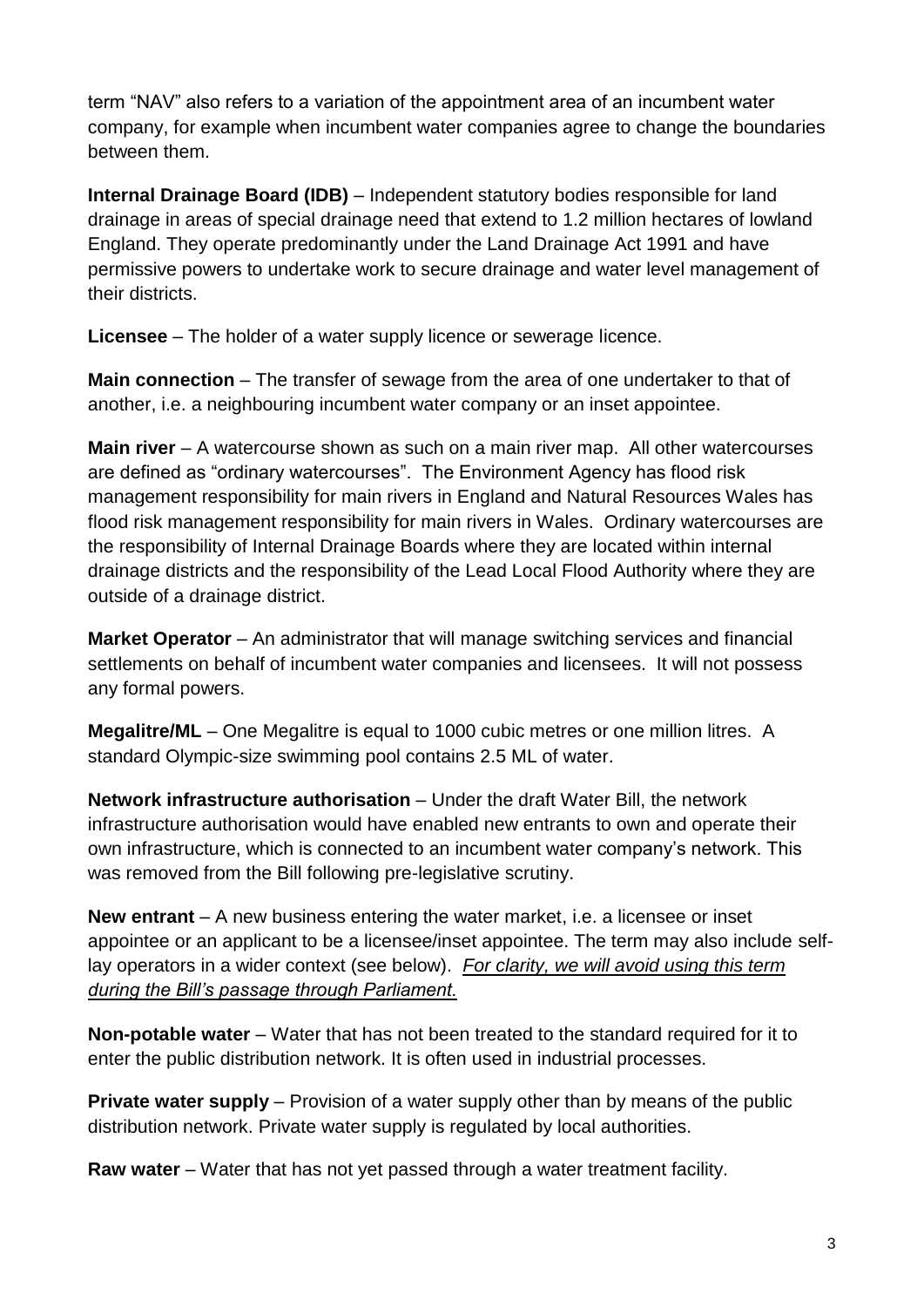term “NAV” also refers to a variation of the appointment area of an incumbent water company, for example when incumbent water companies agree to change the boundaries between them.

**Internal Drainage Board (IDB)** – Independent statutory bodies responsible for land drainage in areas of special drainage need that extend to 1.2 million hectares of lowland England. They operate predominantly under the Land Drainage Act 1991 and have permissive powers to undertake work to secure drainage and water level management of their districts.

**Licensee** – The holder of a water supply licence or sewerage licence.

**Main connection** – The transfer of sewage from the area of one undertaker to that of another, i.e. a neighbouring incumbent water company or an inset appointee.

**Main river** – A watercourse shown as such on a main river map. All other watercourses are defined as “ordinary watercourses”. The Environment Agency has flood risk management responsibility for main rivers in England and Natural Resources Wales has flood risk management responsibility for main rivers in Wales. Ordinary watercourses are the responsibility of Internal Drainage Boards where they are located within internal drainage districts and the responsibility of the Lead Local Flood Authority where they are outside of a drainage district.

**Market Operator** – An administrator that will manage switching services and financial settlements on behalf of incumbent water companies and licensees. It will not possess any formal powers.

**Megalitre/ML** – One Megalitre is equal to 1000 cubic metres or one million litres. A standard Olympic-size swimming pool contains 2.5 ML of water.

**Network infrastructure authorisation** – Under the draft Water Bill, the network infrastructure authorisation would have enabled new entrants to own and operate their own infrastructure, which is connected to an incumbent water company’s network. This was removed from the Bill following pre-legislative scrutiny.

**New entrant** – A new business entering the water market, i.e. a licensee or inset appointee or an applicant to be a licensee/inset appointee. The term may also include self-lay operators in a wider context (see below). *For clarity, we will avoid using this term during the Bill’s passage through Parliament.*

**Non-potable water** – Water that has not been treated to the standard required for it to enter the public distribution network. It is often used in industrial processes.

**Private water supply** – Provision of a water supply other than by means of the public distribution network. Private water supply is regulated by local authorities.

**Raw water** – Water that has not yet passed through a water treatment facility.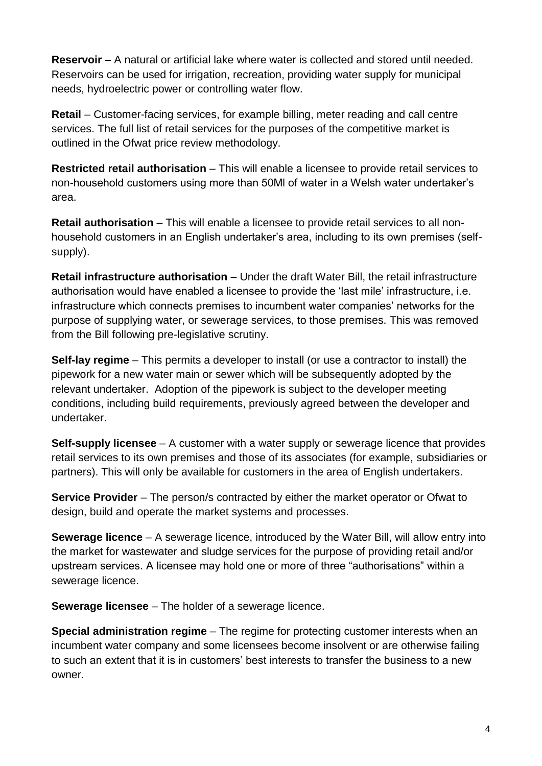**Reservoir** – A natural or artificial lake where water is collected and stored until needed. Reservoirs can be used for irrigation, recreation, providing water supply for municipal needs, hydroelectric power or controlling water flow.

**Retail** – Customer-facing services, for example billing, meter reading and call centre services. The full list of retail services for the purposes of the competitive market is outlined in the Ofwat price review methodology.

**Restricted retail authorisation** – This will enable a licensee to provide retail services to non-household customers using more than 50Ml of water in a Welsh water undertaker's area.

**Retail authorisation** – This will enable a licensee to provide retail services to all non-household customers in an English undertaker's area, including to its own premises (self-supply).

**Retail infrastructure authorisation** – Under the draft Water Bill, the retail infrastructure authorisation would have enabled a licensee to provide the 'last mile' infrastructure, i.e. infrastructure which connects premises to incumbent water companies' networks for the purpose of supplying water, or sewerage services, to those premises. This was removed from the Bill following pre-legislative scrutiny.

**Self-lay regime** – This permits a developer to install (or use a contractor to install) the pipework for a new water main or sewer which will be subsequently adopted by the relevant undertaker. Adoption of the pipework is subject to the developer meeting conditions, including build requirements, previously agreed between the developer and undertaker.

**Self-supply licensee** – A customer with a water supply or sewerage licence that provides retail services to its own premises and those of its associates (for example, subsidiaries or partners). This will only be available for customers in the area of English undertakers.

**Service Provider** – The person/s contracted by either the market operator or Ofwat to design, build and operate the market systems and processes.

**Sewerage licence** – A sewerage licence, introduced by the Water Bill, will allow entry into the market for wastewater and sludge services for the purpose of providing retail and/or upstream services. A licensee may hold one or more of three "authorisations" within a sewerage licence.

**Sewerage licensee** – The holder of a sewerage licence.

**Special administration regime** – The regime for protecting customer interests when an incumbent water company and some licensees become insolvent or are otherwise failing to such an extent that it is in customers' best interests to transfer the business to a new owner.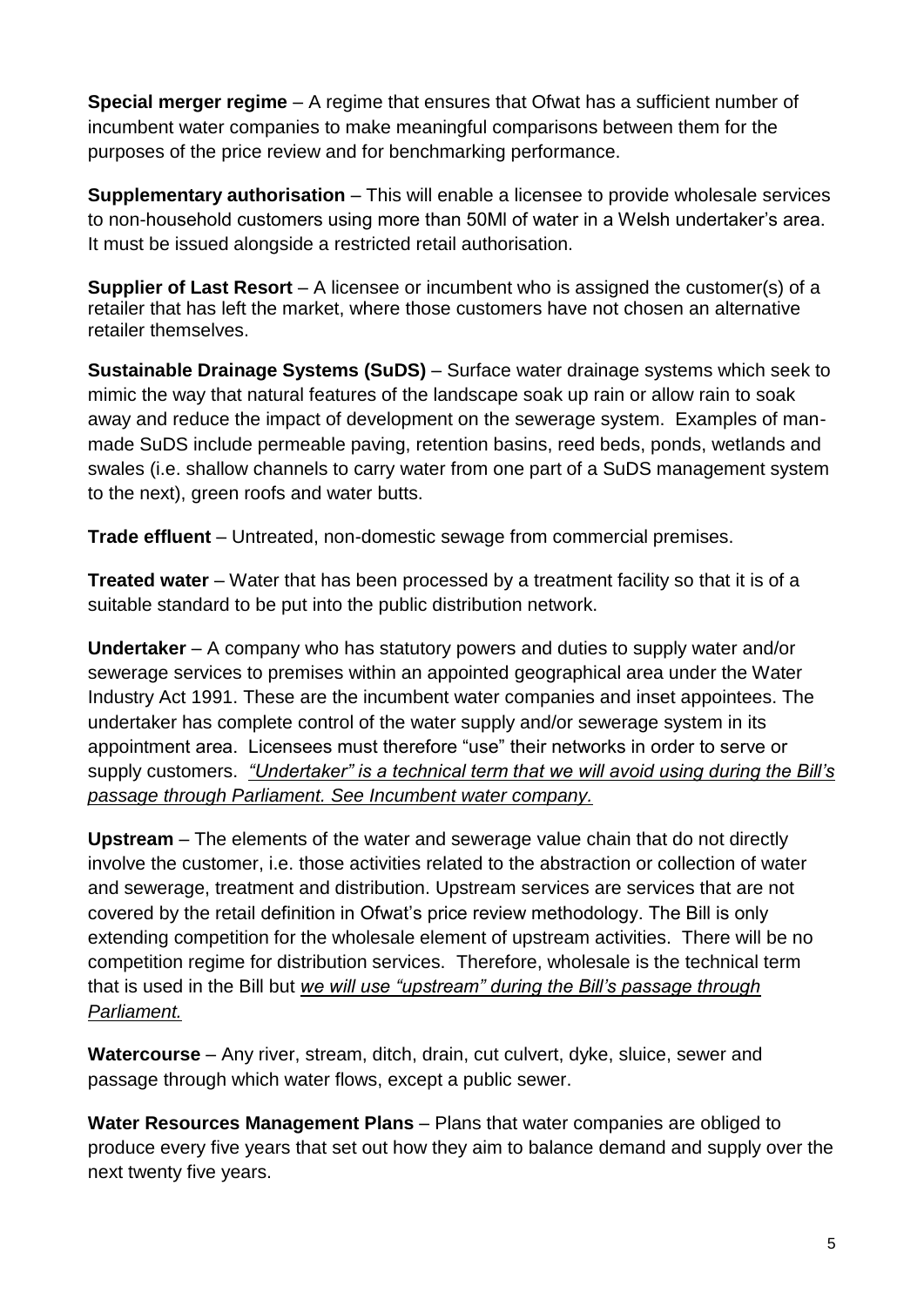**Special merger regime** – A regime that ensures that Ofwat has a sufficient number of incumbent water companies to make meaningful comparisons between them for the purposes of the price review and for benchmarking performance.

**Supplementary authorisation** – This will enable a licensee to provide wholesale services to non-household customers using more than 50Ml of water in a Welsh undertaker's area. It must be issued alongside a restricted retail authorisation.

**Supplier of Last Resort** – A licensee or incumbent who is assigned the customer(s) of a retailer that has left the market, where those customers have not chosen an alternative retailer themselves.

**Sustainable Drainage Systems (SuDS)** – Surface water drainage systems which seek to mimic the way that natural features of the landscape soak up rain or allow rain to soak away and reduce the impact of development on the sewerage system. Examples of man-made SuDS include permeable paving, retention basins, reed beds, ponds, wetlands and swales (i.e. shallow channels to carry water from one part of a SuDS management system to the next), green roofs and water butts.

**Trade effluent** – Untreated, non-domestic sewage from commercial premises.

**Treated water** – Water that has been processed by a treatment facility so that it is of a suitable standard to be put into the public distribution network.

**Undertaker** – A company who has statutory powers and duties to supply water and/or sewerage services to premises within an appointed geographical area under the Water Industry Act 1991. These are the incumbent water companies and inset appointees. The undertaker has complete control of the water supply and/or sewerage system in its appointment area. Licensees must therefore "use" their networks in order to serve or supply customers. *"Undertaker" is a technical term that we will avoid using during the Bill's passage through Parliament. See Incumbent water company.*

**Upstream** – The elements of the water and sewerage value chain that do not directly involve the customer, i.e. those activities related to the abstraction or collection of water and sewerage, treatment and distribution. Upstream services are services that are not covered by the retail definition in Ofwat's price review methodology. The Bill is only extending competition for the wholesale element of upstream activities. There will be no competition regime for distribution services. Therefore, wholesale is the technical term that is used in the Bill but *we will use "upstream" during the Bill's passage through Parliament.*

**Watercourse** – Any river, stream, ditch, drain, cut culvert, dyke, sluice, sewer and passage through which water flows, except a public sewer.

**Water Resources Management Plans** – Plans that water companies are obliged to produce every five years that set out how they aim to balance demand and supply over the next twenty five years.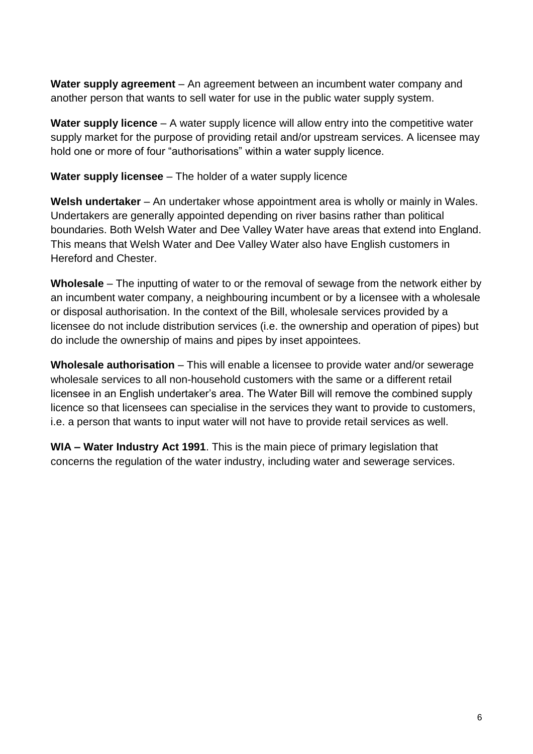**Water supply agreement** – An agreement between an incumbent water company and another person that wants to sell water for use in the public water supply system.

**Water supply licence** – A water supply licence will allow entry into the competitive water supply market for the purpose of providing retail and/or upstream services. A licensee may hold one or more of four "authorisations" within a water supply licence.

**Water supply licensee** – The holder of a water supply licence

**Welsh undertaker** – An undertaker whose appointment area is wholly or mainly in Wales. Undertakers are generally appointed depending on river basins rather than political boundaries. Both Welsh Water and Dee Valley Water have areas that extend into England. This means that Welsh Water and Dee Valley Water also have English customers in Hereford and Chester.

**Wholesale** – The inputting of water to or the removal of sewage from the network either by an incumbent water company, a neighbouring incumbent or by a licensee with a wholesale or disposal authorisation. In the context of the Bill, wholesale services provided by a licensee do not include distribution services (i.e. the ownership and operation of pipes) but do include the ownership of mains and pipes by inset appointees.

**Wholesale authorisation** – This will enable a licensee to provide water and/or sewerage wholesale services to all non-household customers with the same or a different retail licensee in an English undertaker's area. The Water Bill will remove the combined supply licence so that licensees can specialise in the services they want to provide to customers, i.e. a person that wants to input water will not have to provide retail services as well.

**WIA – Water Industry Act 1991**. This is the main piece of primary legislation that concerns the regulation of the water industry, including water and sewerage services.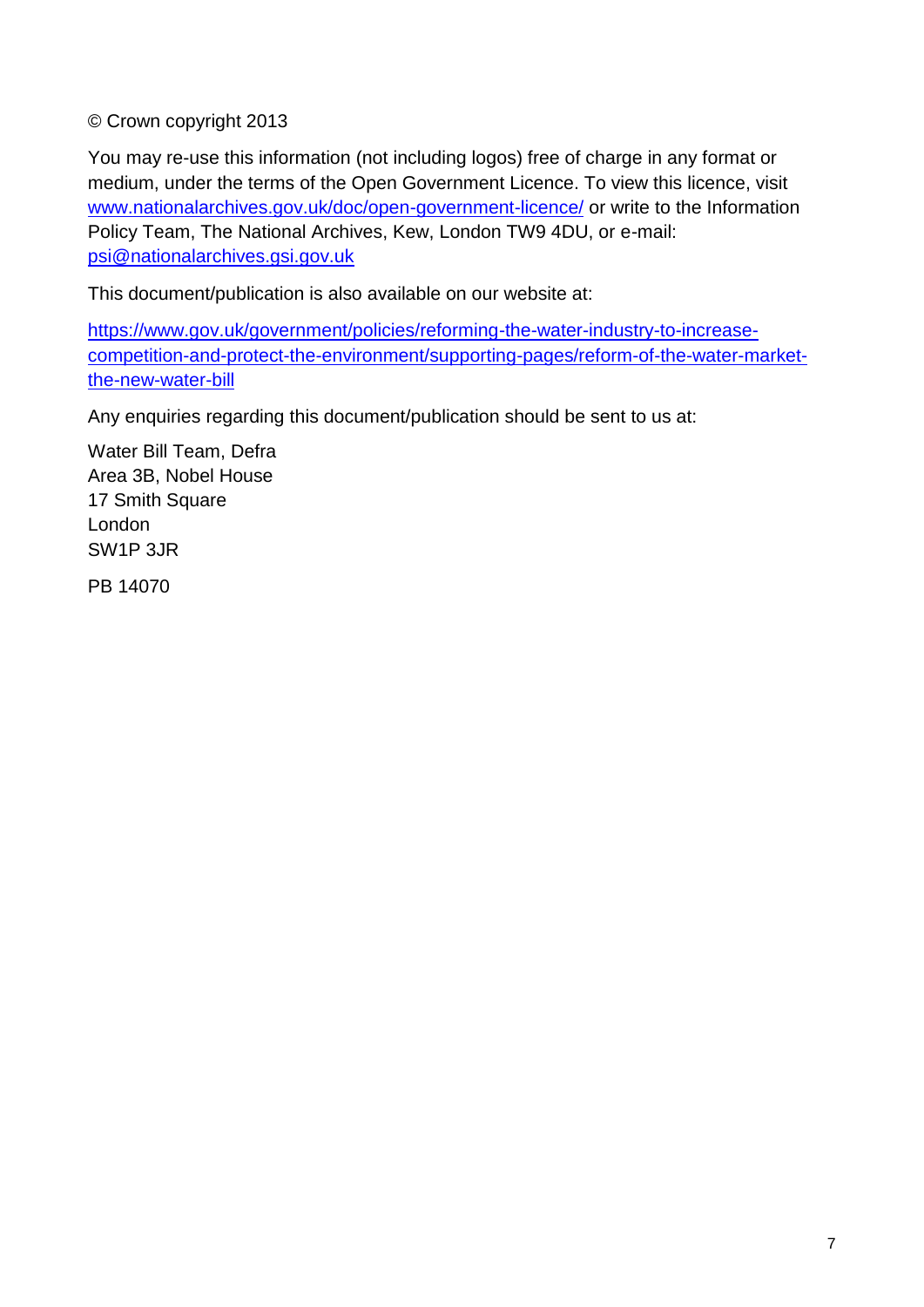© Crown copyright 2013

You may re-use this information (not including logos) free of charge in any format or medium, under the terms of the Open Government Licence. To view this licence, visit [www.nationalarchives.gov.uk/doc/open-government-licence/](www.nationalarchives.gov.uk/doc/open-government-licence/) or write to the Information Policy Team, The National Archives, Kew, London TW9 4DU, or e-mail: [psi@nationalarchives.gsi.gov.uk](mailto:psi@nationalarchives.gsi.gov.uk)

This document/publication is also available on our website at:

[https://www.gov.uk/government/policies/reforming-the-water-industry-to-increase-competition-and-protect-the-environment/supporting-pages/reform-of-the-water-market-the-new-water-bill](https://www.gov.uk/government/policies/reforming-the-water-industry-to-increase-competition-and-protect-the-environment/supporting-pages/reform-of-the-water-market-the-new-water-bill)

Any enquiries regarding this document/publication should be sent to us at:

Water Bill Team, Defra  
Area 3B, Nobel House  
17 Smith Square  
London  
SW1P 3JR

PB 14070